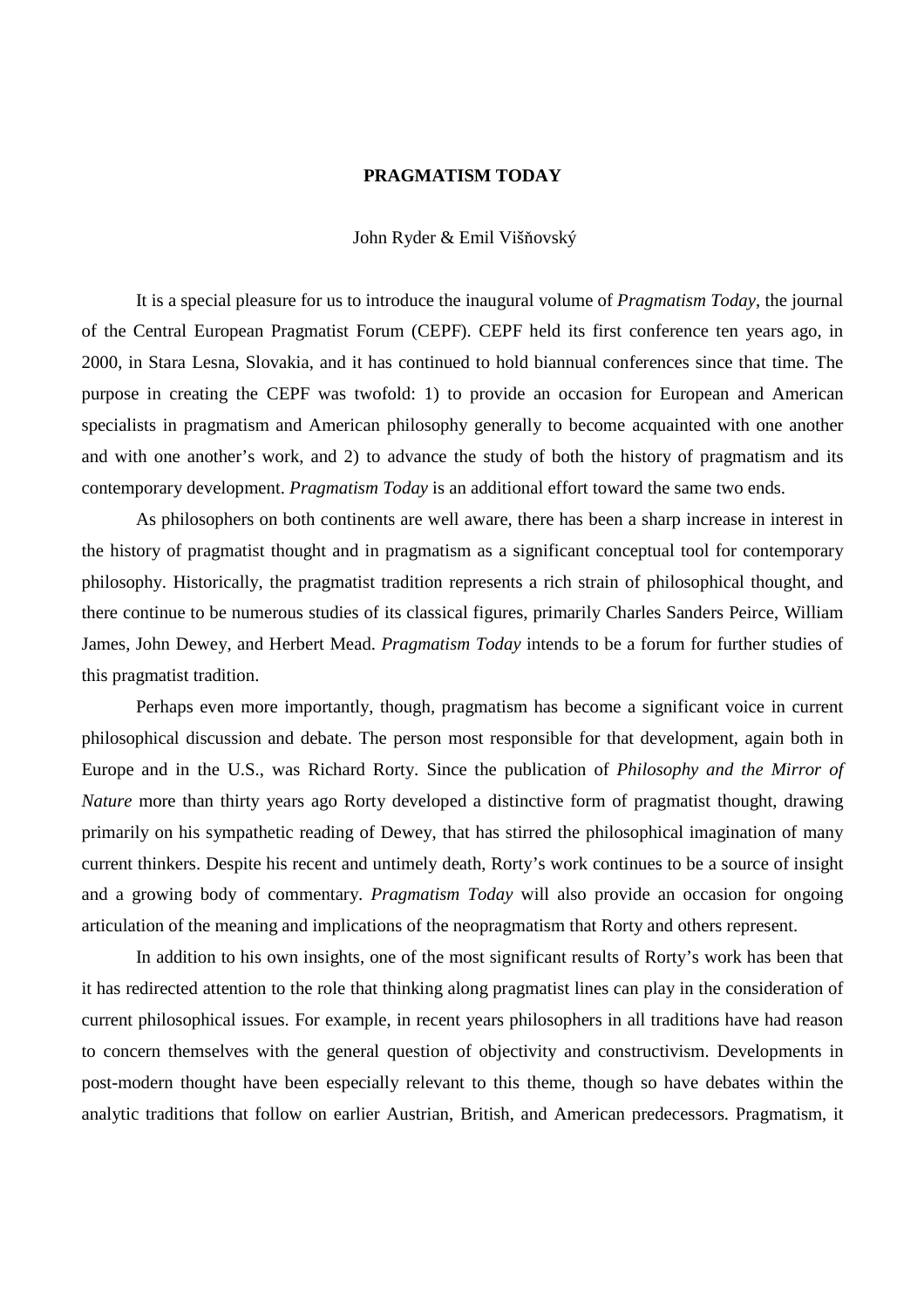# PRAGMATISM TODAY

John Ryder & Emil Višňovský

It is a special pleasure for us to introduce the inaugural volume of *Pragmatism Today*, the journal of the Central European Pragmatist Forum (CEPF). CEPF held its first conference ten years ago, in 2000, in Stara Lesna, Slovakia, and it has continued to hold biannual conferences since that time. The purpose in creating the CEPF was twofold: 1) to provide an occasion for European and American specialists in pragmatism and American philosophy generally to become acquainted with one another and with one another's work, and 2) to advance the study of both the history of pragmatism and its contemporary development. *Pragmatism Today* is an additional effort toward the same two ends.

As philosophers on both continents are well aware, there has been a sharp increase in interest in the history of pragmatist thought and in pragmatism as a significant conceptual tool for contemporary philosophy. Historically, the pragmatist tradition represents a rich strain of philosophical thought, and there continue to be numerous studies of its classical figures, primarily Charles Sanders Peirce, William James, John Dewey, and Herbert Mead. *Pragmatism Today* intends to be a forum for further studies of this pragmatist tradition.

Perhaps even more importantly, though, pragmatism has become a significant voice in current philosophical discussion and debate. The person most responsible for that development, again both in Europe and in the U.S., was Richard Rorty. Since the publication of *Philosophy and the Mirror of Nature* more than thirty years ago Rorty developed a distinctive form of pragmatist thought, drawing primarily on his sympathetic reading of Dewey, that has stirred the philosophical imagination of many current thinkers. Despite his recent and untimely death, Rorty's work continues to be a source of insight and a growing body of commentary. *Pragmatism Today* will also provide an occasion for ongoing articulation of the meaning and implications of the neopragmatism that Rorty and others represent.

In addition to his own insights, one of the most significant results of Rorty's work has been that it has redirected attention to the role that thinking along pragmatist lines can play in the consideration of current philosophical issues. For example, in recent years philosophers in all traditions have had reason to concern themselves with the general question of objectivity and constructivism. Developments in post-modern thought have been especially relevant to this theme, though so have debates within the analytic traditions that follow on earlier Austrian, British, and American predecessors. Pragmatism, it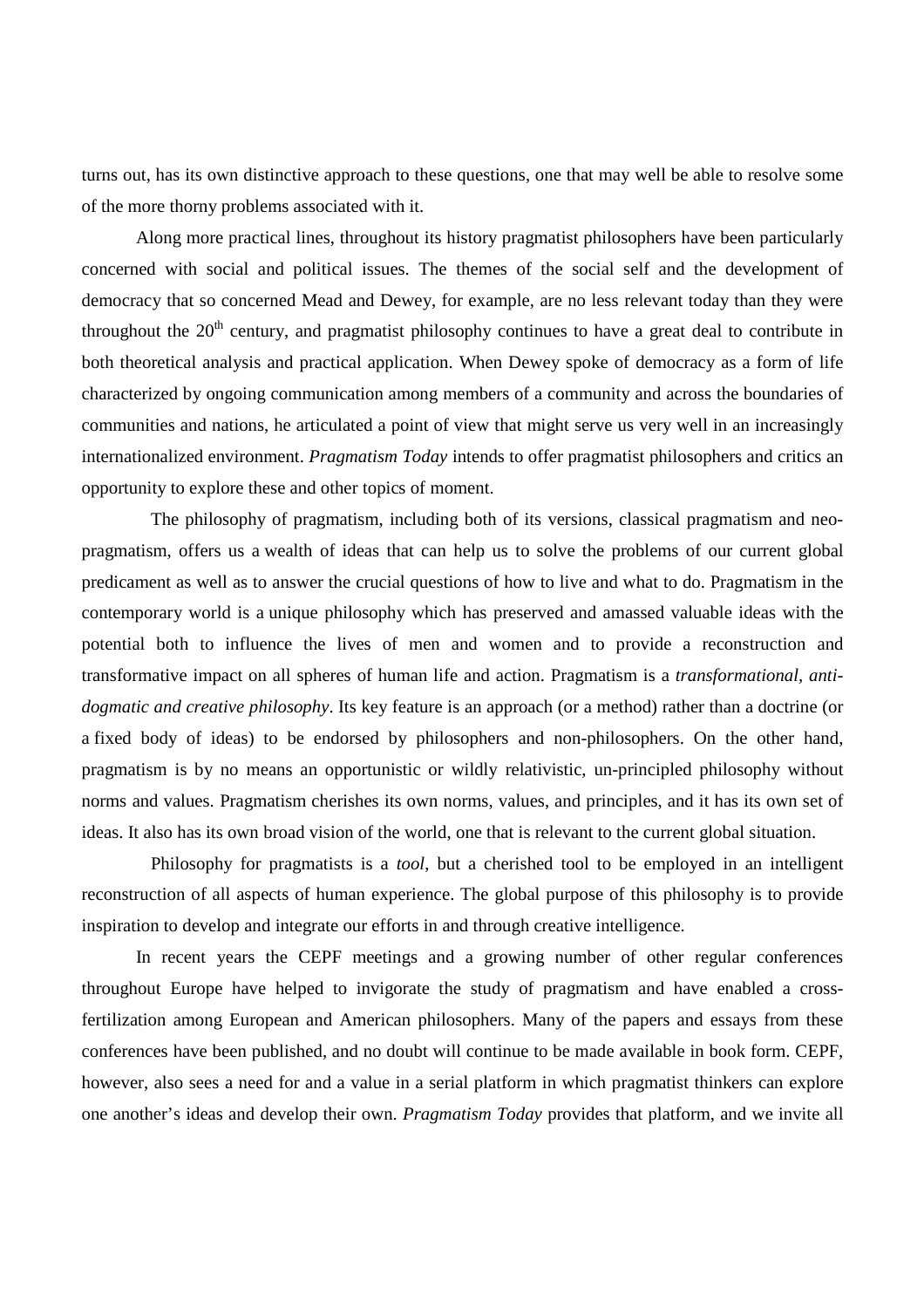turns out, has its own distinctive approach to these questions, one that may well be able to resolve some of the more thorny problems associated with it.

Along more practical lines, throughout its history pragmatist philosophers have been particularly concerned with social and political issues. The themes of the social self and the development of democracy that so concerned Mead and Dewey, for example, are no less relevant today than they were throughout the 20th century, and pragmatist philosophy continues to have a great deal to contribute in both theoretical analysis and practical application. When Dewey spoke of democracy as a form of life characterized by ongoing communication among members of a community and across the boundaries of communities and nations, he articulated a point of view that might serve us very well in an increasingly internationalized environment. *Pragmatism Today* intends to offer pragmatist philosophers and critics an opportunity to explore these and other topics of moment.

The philosophy of pragmatism, including both of its versions, classical pragmatism and neo-pragmatism, offers us a wealth of ideas that can help us to solve the problems of our current global predicament as well as to answer the crucial questions of how to live and what to do. Pragmatism in the contemporary world is a unique philosophy which has preserved and amassed valuable ideas with the potential both to influence the lives of men and women and to provide a reconstruction and transformative impact on all spheres of human life and action. Pragmatism is a *transformational, anti-dogmatic and creative philosophy*. Its key feature is an approach (or a method) rather than a doctrine (or a fixed body of ideas) to be endorsed by philosophers and non-philosophers. On the other hand, pragmatism is by no means an opportunistic or wildly relativistic, un-principled philosophy without norms and values. Pragmatism cherishes its own norms, values, and principles, and it has its own set of ideas. It also has its own broad vision of the world, one that is relevant to the current global situation.

Philosophy for pragmatists is a *tool*, but a cherished tool to be employed in an intelligent reconstruction of all aspects of human experience. The global purpose of this philosophy is to provide inspiration to develop and integrate our efforts in and through creative intelligence.

In recent years the CEPF meetings and a growing number of other regular conferences throughout Europe have helped to invigorate the study of pragmatism and have enabled a cross-fertilization among European and American philosophers. Many of the papers and essays from these conferences have been published, and no doubt will continue to be made available in book form. CEPF, however, also sees a need for and a value in a serial platform in which pragmatist thinkers can explore one another's ideas and develop their own. *Pragmatism Today* provides that platform, and we invite all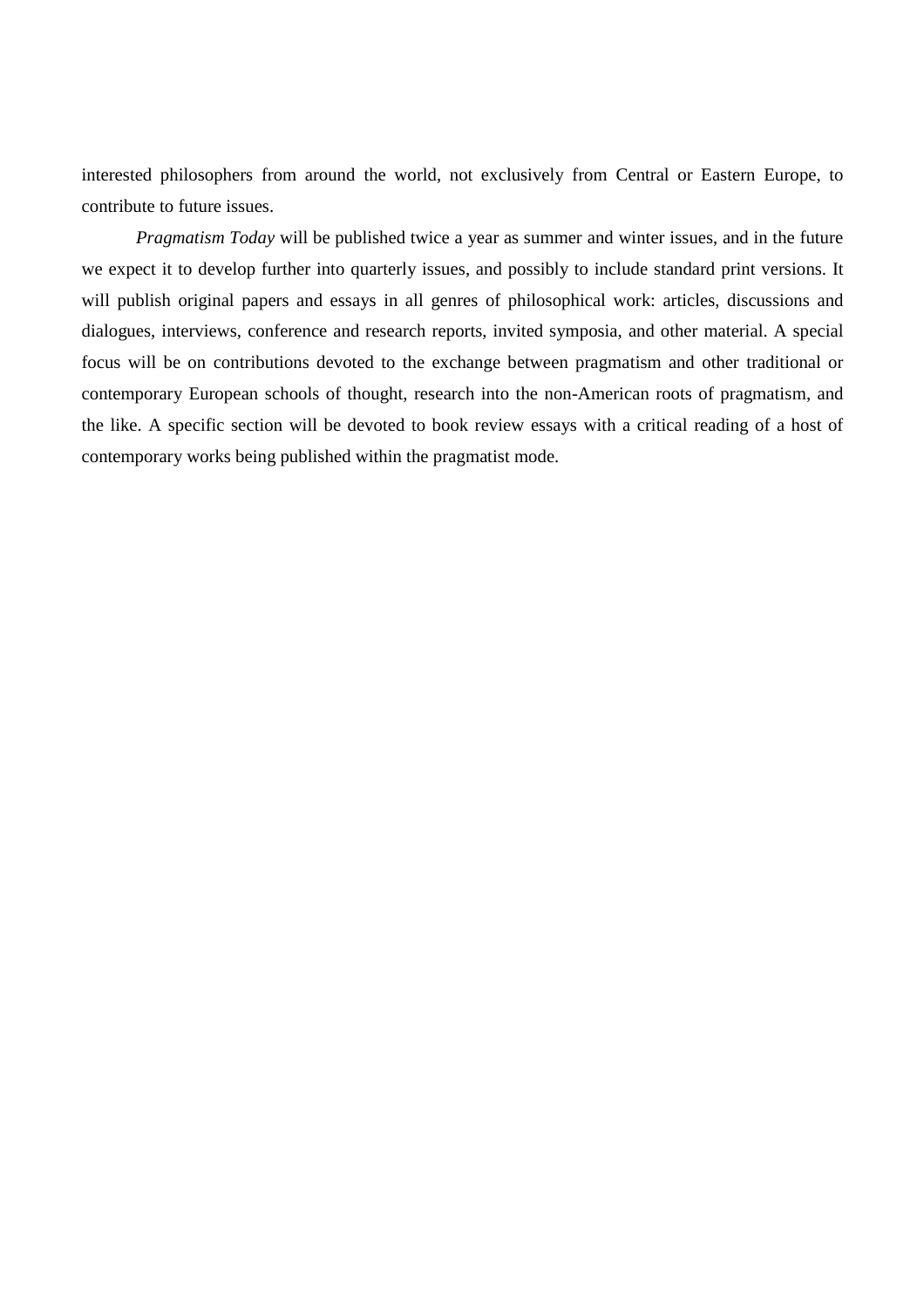interested philosophers from around the world, not exclusively from Central or Eastern Europe, to contribute to future issues.

*Pragmatism Today* will be published twice a year as summer and winter issues, and in the future we expect it to develop further into quarterly issues, and possibly to include standard print versions. It will publish original papers and essays in all genres of philosophical work: articles, discussions and dialogues, interviews, conference and research reports, invited symposia, and other material. A special focus will be on contributions devoted to the exchange between pragmatism and other traditional or contemporary European schools of thought, research into the non-American roots of pragmatism, and the like. A specific section will be devoted to book review essays with a critical reading of a host of contemporary works being published within the pragmatist mode.